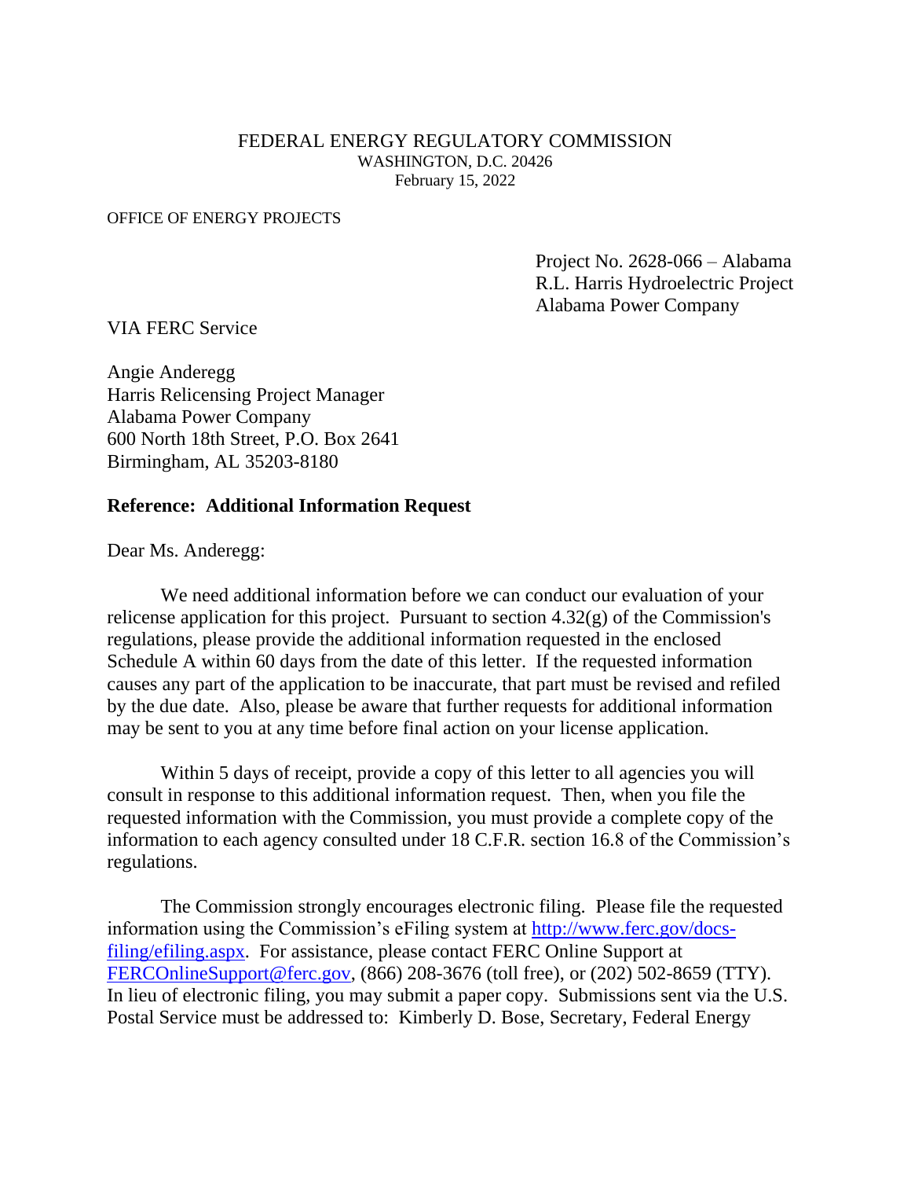FEDERAL ENERGY REGULATORY COMMISSION
WASHINGTON, D.C. 20426
February 15, 2022

OFFICE OF ENERGY PROJECTS

Project No. 2628-066 – Alabama
R.L. Harris Hydroelectric Project
Alabama Power Company

VIA FERC Service

Angie Anderegg
Harris Relicensing Project Manager
Alabama Power Company
600 North 18th Street, P.O. Box 2641
Birmingham, AL 35203-8180

**Reference: Additional Information Request**

Dear Ms. Anderegg:

We need additional information before we can conduct our evaluation of your relicense application for this project. Pursuant to section 4.32(g) of the Commission's regulations, please provide the additional information requested in the enclosed Schedule A within 60 days from the date of this letter. If the requested information causes any part of the application to be inaccurate, that part must be revised and refiled by the due date. Also, please be aware that further requests for additional information may be sent to you at any time before final action on your license application.

Within 5 days of receipt, provide a copy of this letter to all agencies you will consult in response to this additional information request. Then, when you file the requested information with the Commission, you must provide a complete copy of the information to each agency consulted under 18 C.F.R. section 16.8 of the Commission's regulations.

The Commission strongly encourages electronic filing. Please file the requested information using the Commission's eFiling system at http://www.ferc.gov/docs-filing/efiling.aspx. For assistance, please contact FERC Online Support at FERCOnlineSupport@ferc.gov, (866) 208-3676 (toll free), or (202) 502-8659 (TTY). In lieu of electronic filing, you may submit a paper copy. Submissions sent via the U.S. Postal Service must be addressed to: Kimberly D. Bose, Secretary, Federal Energy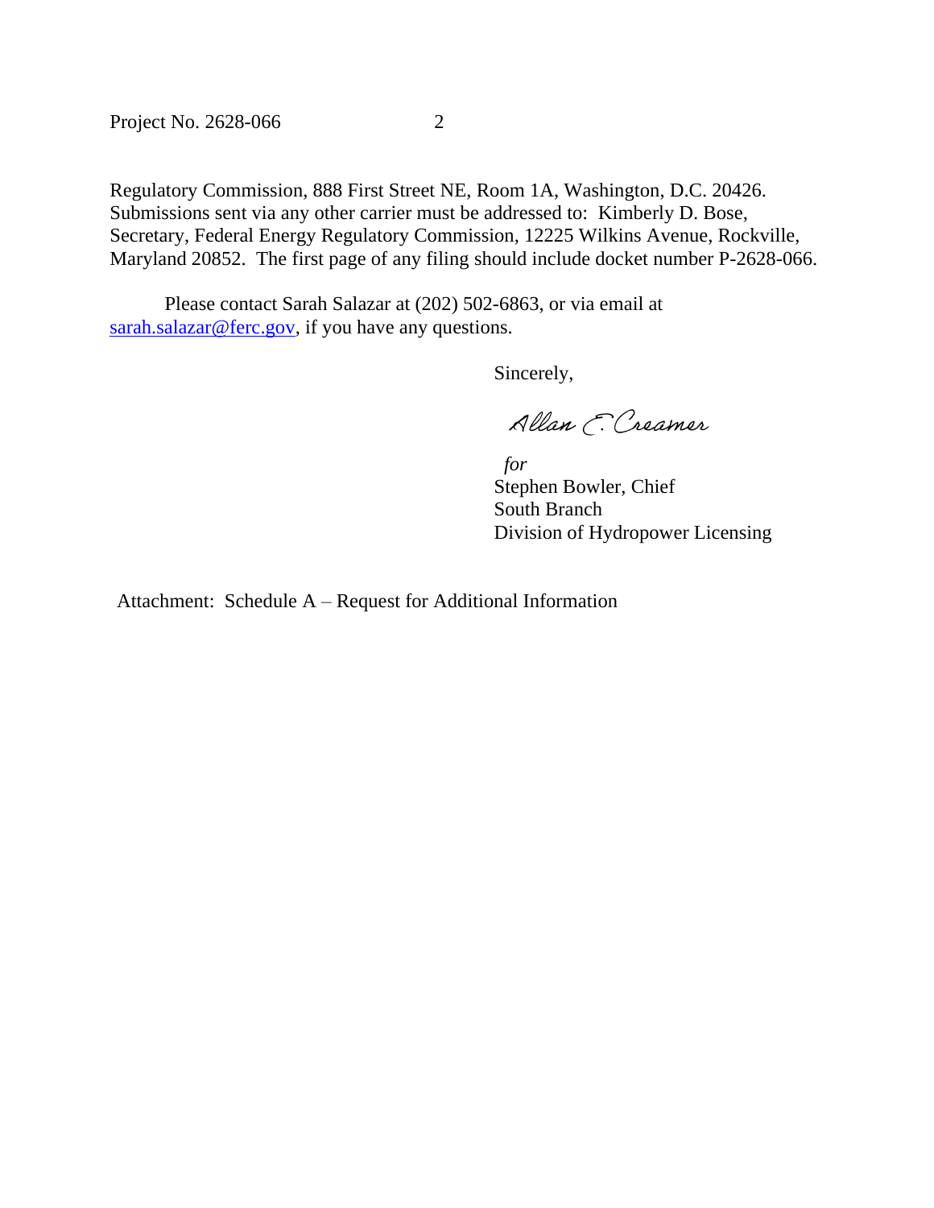Regulatory Commission, 888 First Street NE, Room 1A, Washington, D.C. 20426. Submissions sent via any other carrier must be addressed to: Kimberly D. Bose, Secretary, Federal Energy Regulatory Commission, 12225 Wilkins Avenue, Rockville, Maryland 20852. The first page of any filing should include docket number P-2628-066.

Please contact Sarah Salazar at (202) 502-6863, or via email at sarah.salazar@ferc.gov, if you have any questions.

Sincerely,

Allan E. Creamer

*for*
Stephen Bowler, Chief
South Branch
Division of Hydropower Licensing

Attachment: Schedule A – Request for Additional Information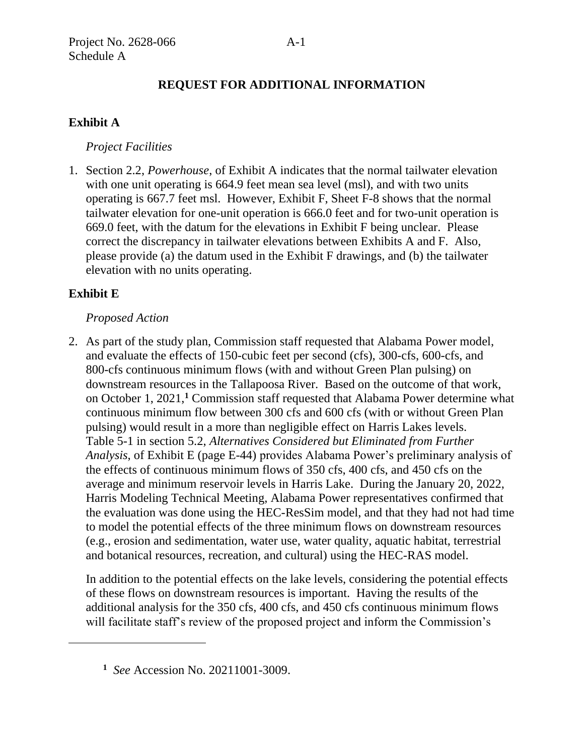## REQUEST FOR ADDITIONAL INFORMATION

### Exhibit A

*Project Facilities*

1. Section 2.2, *Powerhouse*, of Exhibit A indicates that the normal tailwater elevation with one unit operating is 664.9 feet mean sea level (msl), and with two units operating is 667.7 feet msl. However, Exhibit F, Sheet F-8 shows that the normal tailwater elevation for one-unit operation is 666.0 feet and for two-unit operation is 669.0 feet, with the datum for the elevations in Exhibit F being unclear. Please correct the discrepancy in tailwater elevations between Exhibits A and F. Also, please provide (a) the datum used in the Exhibit F drawings, and (b) the tailwater elevation with no units operating.

### Exhibit E

*Proposed Action*

2. As part of the study plan, Commission staff requested that Alabama Power model, and evaluate the effects of 150-cubic feet per second (cfs), 300-cfs, 600-cfs, and 800-cfs continuous minimum flows (with and without Green Plan pulsing) on downstream resources in the Tallapoosa River. Based on the outcome of that work, on October 1, 2021,[1] Commission staff requested that Alabama Power determine what continuous minimum flow between 300 cfs and 600 cfs (with or without Green Plan pulsing) would result in a more than negligible effect on Harris Lakes levels. Table 5-1 in section 5.2, *Alternatives Considered but Eliminated from Further Analysis*, of Exhibit E (page E-44) provides Alabama Power's preliminary analysis of the effects of continuous minimum flows of 350 cfs, 400 cfs, and 450 cfs on the average and minimum reservoir levels in Harris Lake. During the January 20, 2022, Harris Modeling Technical Meeting, Alabama Power representatives confirmed that the evaluation was done using the HEC-ResSim model, and that they had not had time to model the potential effects of the three minimum flows on downstream resources (e.g., erosion and sedimentation, water use, water quality, aquatic habitat, terrestrial and botanical resources, recreation, and cultural) using the HEC-RAS model.

   In addition to the potential effects on the lake levels, considering the potential effects of these flows on downstream resources is important. Having the results of the additional analysis for the 350 cfs, 400 cfs, and 450 cfs continuous minimum flows will facilitate staff's review of the proposed project and inform the Commission's

---

[1] *See* Accession No. 20211001-3009.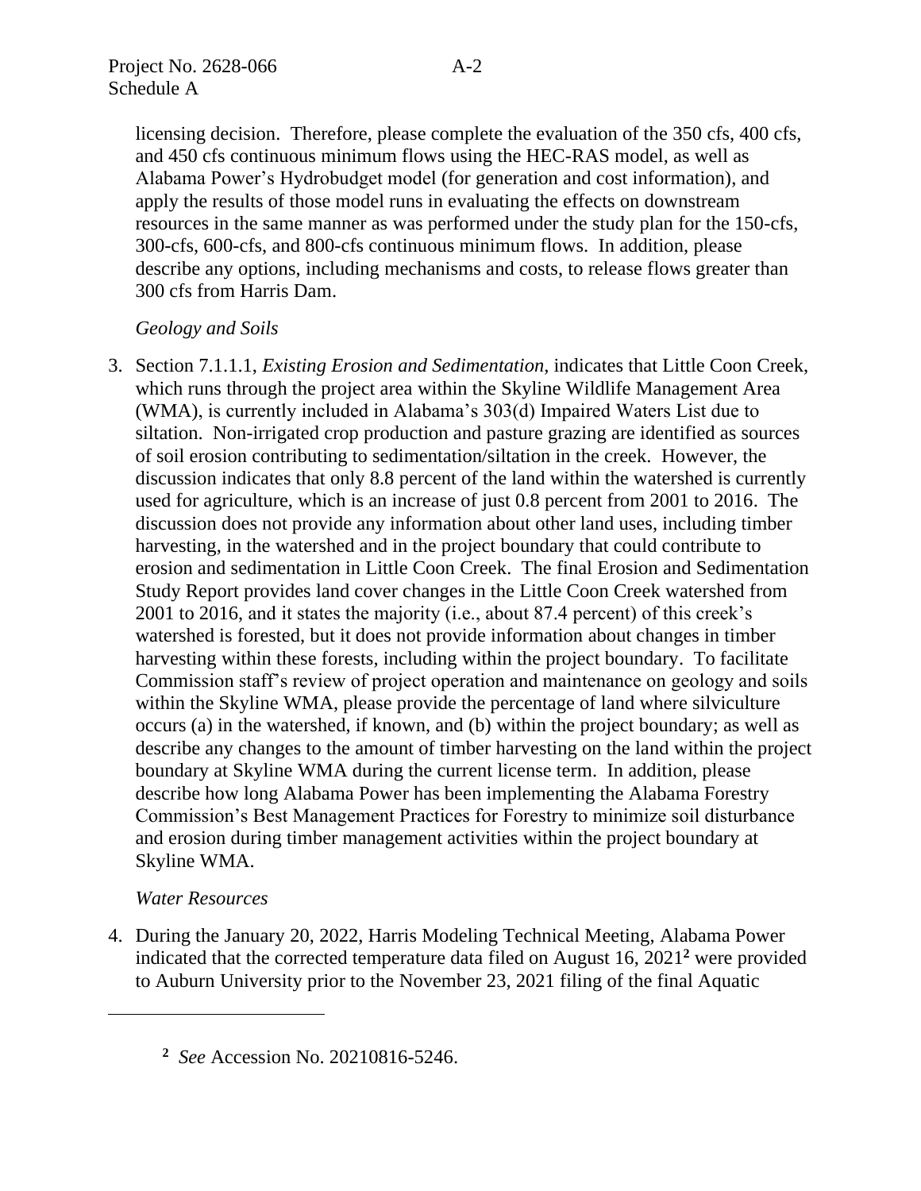licensing decision. Therefore, please complete the evaluation of the 350 cfs, 400 cfs, and 450 cfs continuous minimum flows using the HEC-RAS model, as well as Alabama Power's Hydrobudget model (for generation and cost information), and apply the results of those model runs in evaluating the effects on downstream resources in the same manner as was performed under the study plan for the 150-cfs, 300-cfs, 600-cfs, and 800-cfs continuous minimum flows. In addition, please describe any options, including mechanisms and costs, to release flows greater than 300 cfs from Harris Dam.

*Geology and Soils*

3. Section 7.1.1.1, *Existing Erosion and Sedimentation*, indicates that Little Coon Creek, which runs through the project area within the Skyline Wildlife Management Area (WMA), is currently included in Alabama's 303(d) Impaired Waters List due to siltation. Non-irrigated crop production and pasture grazing are identified as sources of soil erosion contributing to sedimentation/siltation in the creek. However, the discussion indicates that only 8.8 percent of the land within the watershed is currently used for agriculture, which is an increase of just 0.8 percent from 2001 to 2016. The discussion does not provide any information about other land uses, including timber harvesting, in the watershed and in the project boundary that could contribute to erosion and sedimentation in Little Coon Creek. The final Erosion and Sedimentation Study Report provides land cover changes in the Little Coon Creek watershed from 2001 to 2016, and it states the majority (i.e., about 87.4 percent) of this creek's watershed is forested, but it does not provide information about changes in timber harvesting within these forests, including within the project boundary. To facilitate Commission staff's review of project operation and maintenance on geology and soils within the Skyline WMA, please provide the percentage of land where silviculture occurs (a) in the watershed, if known, and (b) within the project boundary; as well as describe any changes to the amount of timber harvesting on the land within the project boundary at Skyline WMA during the current license term. In addition, please describe how long Alabama Power has been implementing the Alabama Forestry Commission's Best Management Practices for Forestry to minimize soil disturbance and erosion during timber management activities within the project boundary at Skyline WMA.

*Water Resources*

4. During the January 20, 2022, Harris Modeling Technical Meeting, Alabama Power indicated that the corrected temperature data filed on August 16, 2021[2] were provided to Auburn University prior to the November 23, 2021 filing of the final Aquatic

[2] *See* Accession No. 20210816-5246.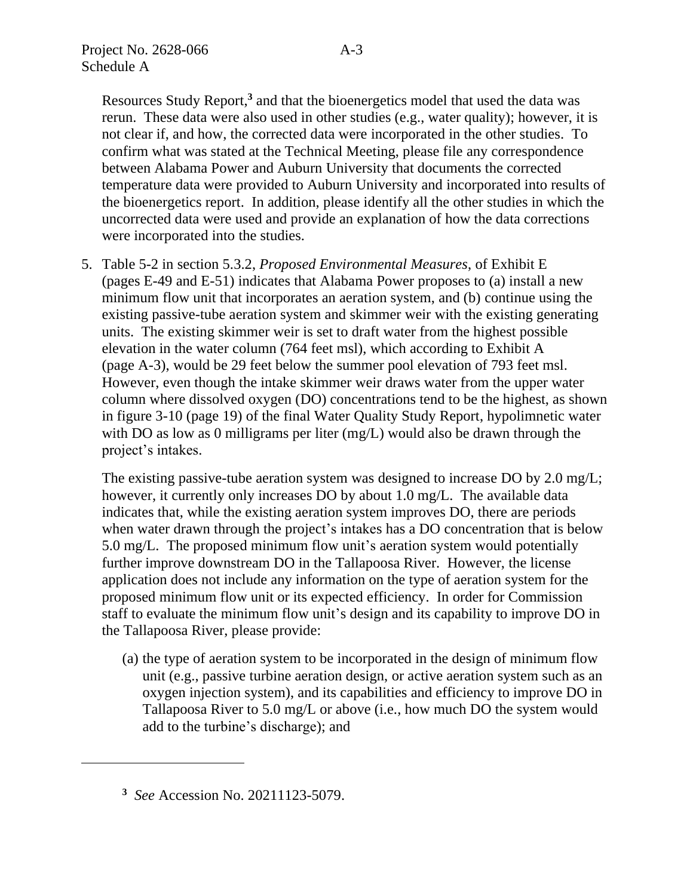Resources Study Report,[3] and that the bioenergetics model that used the data was rerun. These data were also used in other studies (e.g., water quality); however, it is not clear if, and how, the corrected data were incorporated in the other studies. To confirm what was stated at the Technical Meeting, please file any correspondence between Alabama Power and Auburn University that documents the corrected temperature data were provided to Auburn University and incorporated into results of the bioenergetics report. In addition, please identify all the other studies in which the uncorrected data were used and provide an explanation of how the data corrections were incorporated into the studies.

5. Table 5-2 in section 5.3.2, *Proposed Environmental Measures*, of Exhibit E (pages E-49 and E-51) indicates that Alabama Power proposes to (a) install a new minimum flow unit that incorporates an aeration system, and (b) continue using the existing passive-tube aeration system and skimmer weir with the existing generating units. The existing skimmer weir is set to draft water from the highest possible elevation in the water column (764 feet msl), which according to Exhibit A (page A-3), would be 29 feet below the summer pool elevation of 793 feet msl. However, even though the intake skimmer weir draws water from the upper water column where dissolved oxygen (DO) concentrations tend to be the highest, as shown in figure 3-10 (page 19) of the final Water Quality Study Report, hypolimnetic water with DO as low as 0 milligrams per liter (mg/L) would also be drawn through the project's intakes.

   The existing passive-tube aeration system was designed to increase DO by 2.0 mg/L; however, it currently only increases DO by about 1.0 mg/L. The available data indicates that, while the existing aeration system improves DO, there are periods when water drawn through the project's intakes has a DO concentration that is below 5.0 mg/L. The proposed minimum flow unit's aeration system would potentially further improve downstream DO in the Tallapoosa River. However, the license application does not include any information on the type of aeration system for the proposed minimum flow unit or its expected efficiency. In order for Commission staff to evaluate the minimum flow unit's design and its capability to improve DO in the Tallapoosa River, please provide:

   (a) the type of aeration system to be incorporated in the design of minimum flow unit (e.g., passive turbine aeration design, or active aeration system such as an oxygen injection system), and its capabilities and efficiency to improve DO in Tallapoosa River to 5.0 mg/L or above (i.e., how much DO the system would add to the turbine's discharge); and

---

[3] *See* Accession No. 20211123-5079.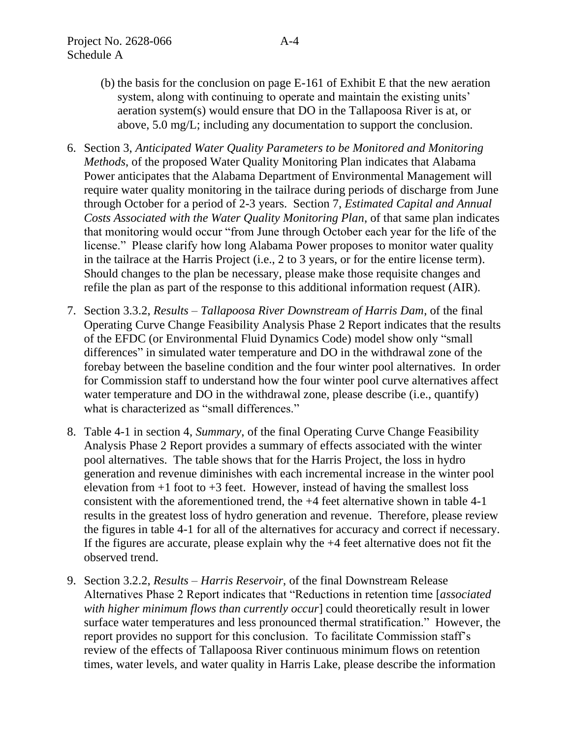(b) the basis for the conclusion on page E-161 of Exhibit E that the new aeration system, along with continuing to operate and maintain the existing units' aeration system(s) would ensure that DO in the Tallapoosa River is at, or above, 5.0 mg/L; including any documentation to support the conclusion.

6. Section 3, *Anticipated Water Quality Parameters to be Monitored and Monitoring Methods*, of the proposed Water Quality Monitoring Plan indicates that Alabama Power anticipates that the Alabama Department of Environmental Management will require water quality monitoring in the tailrace during periods of discharge from June through October for a period of 2-3 years. Section 7, *Estimated Capital and Annual Costs Associated with the Water Quality Monitoring Plan*, of that same plan indicates that monitoring would occur "from June through October each year for the life of the license." Please clarify how long Alabama Power proposes to monitor water quality in the tailrace at the Harris Project (i.e., 2 to 3 years, or for the entire license term). Should changes to the plan be necessary, please make those requisite changes and refile the plan as part of the response to this additional information request (AIR).

7. Section 3.3.2, *Results – Tallapoosa River Downstream of Harris Dam*, of the final Operating Curve Change Feasibility Analysis Phase 2 Report indicates that the results of the EFDC (or Environmental Fluid Dynamics Code) model show only "small differences" in simulated water temperature and DO in the withdrawal zone of the forebay between the baseline condition and the four winter pool alternatives. In order for Commission staff to understand how the four winter pool curve alternatives affect water temperature and DO in the withdrawal zone, please describe (i.e., quantify) what is characterized as "small differences."

8. Table 4-1 in section 4, *Summary*, of the final Operating Curve Change Feasibility Analysis Phase 2 Report provides a summary of effects associated with the winter pool alternatives. The table shows that for the Harris Project, the loss in hydro generation and revenue diminishes with each incremental increase in the winter pool elevation from +1 foot to +3 feet. However, instead of having the smallest loss consistent with the aforementioned trend, the +4 feet alternative shown in table 4-1 results in the greatest loss of hydro generation and revenue. Therefore, please review the figures in table 4-1 for all of the alternatives for accuracy and correct if necessary. If the figures are accurate, please explain why the +4 feet alternative does not fit the observed trend.

9. Section 3.2.2, *Results – Harris Reservoir*, of the final Downstream Release Alternatives Phase 2 Report indicates that "Reductions in retention time [*associated with higher minimum flows than currently occur*] could theoretically result in lower surface water temperatures and less pronounced thermal stratification." However, the report provides no support for this conclusion. To facilitate Commission staff's review of the effects of Tallapoosa River continuous minimum flows on retention times, water levels, and water quality in Harris Lake, please describe the information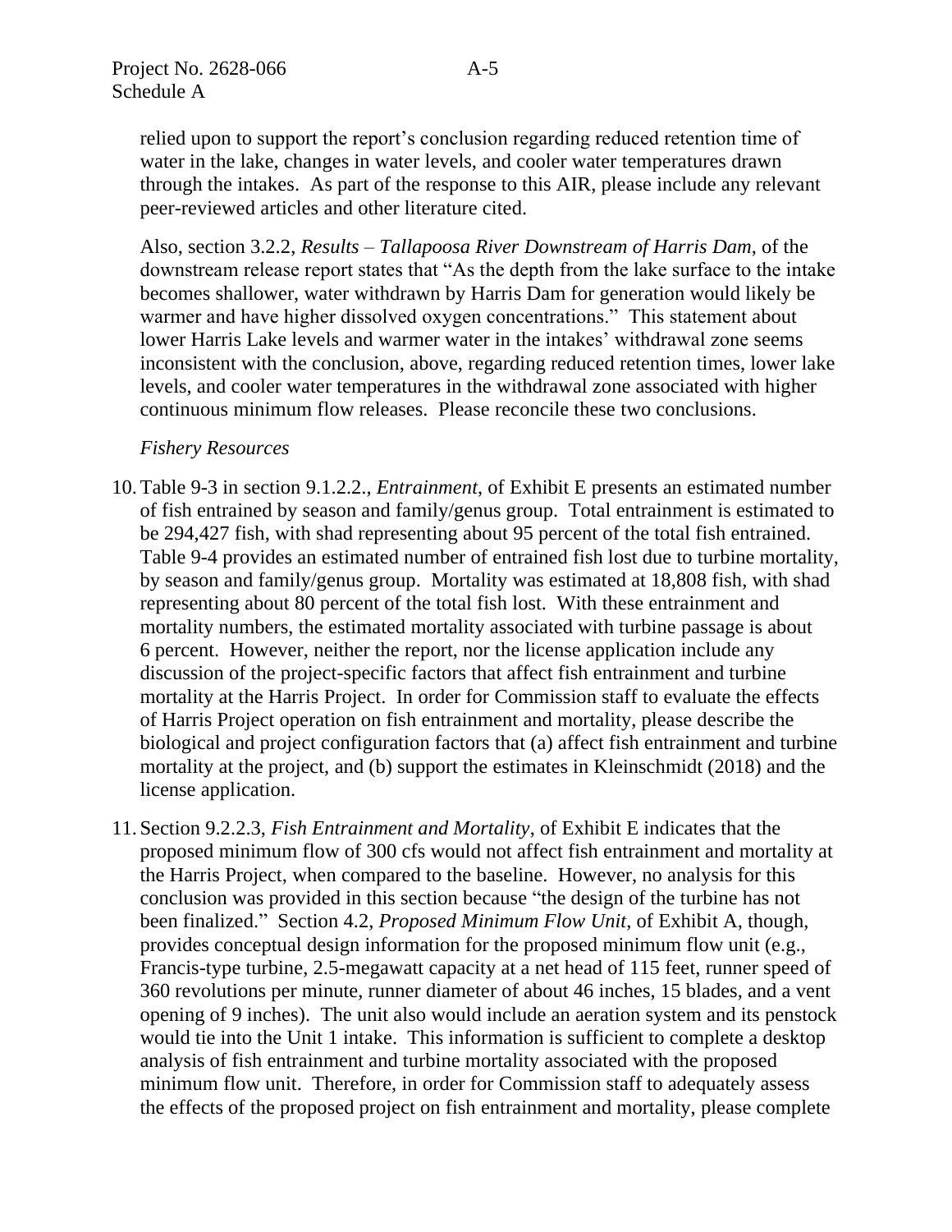relied upon to support the report's conclusion regarding reduced retention time of water in the lake, changes in water levels, and cooler water temperatures drawn through the intakes. As part of the response to this AIR, please include any relevant peer-reviewed articles and other literature cited.

Also, section 3.2.2, *Results – Tallapoosa River Downstream of Harris Dam*, of the downstream release report states that "As the depth from the lake surface to the intake becomes shallower, water withdrawn by Harris Dam for generation would likely be warmer and have higher dissolved oxygen concentrations." This statement about lower Harris Lake levels and warmer water in the intakes' withdrawal zone seems inconsistent with the conclusion, above, regarding reduced retention times, lower lake levels, and cooler water temperatures in the withdrawal zone associated with higher continuous minimum flow releases. Please reconcile these two conclusions.

*Fishery Resources*

10. Table 9-3 in section 9.1.2.2., *Entrainment*, of Exhibit E presents an estimated number of fish entrained by season and family/genus group. Total entrainment is estimated to be 294,427 fish, with shad representing about 95 percent of the total fish entrained. Table 9-4 provides an estimated number of entrained fish lost due to turbine mortality, by season and family/genus group. Mortality was estimated at 18,808 fish, with shad representing about 80 percent of the total fish lost. With these entrainment and mortality numbers, the estimated mortality associated with turbine passage is about 6 percent. However, neither the report, nor the license application include any discussion of the project-specific factors that affect fish entrainment and turbine mortality at the Harris Project. In order for Commission staff to evaluate the effects of Harris Project operation on fish entrainment and mortality, please describe the biological and project configuration factors that (a) affect fish entrainment and turbine mortality at the project, and (b) support the estimates in Kleinschmidt (2018) and the license application.

11. Section 9.2.2.3, *Fish Entrainment and Mortality*, of Exhibit E indicates that the proposed minimum flow of 300 cfs would not affect fish entrainment and mortality at the Harris Project, when compared to the baseline. However, no analysis for this conclusion was provided in this section because "the design of the turbine has not been finalized." Section 4.2, *Proposed Minimum Flow Unit*, of Exhibit A, though, provides conceptual design information for the proposed minimum flow unit (e.g., Francis-type turbine, 2.5-megawatt capacity at a net head of 115 feet, runner speed of 360 revolutions per minute, runner diameter of about 46 inches, 15 blades, and a vent opening of 9 inches). The unit also would include an aeration system and its penstock would tie into the Unit 1 intake. This information is sufficient to complete a desktop analysis of fish entrainment and turbine mortality associated with the proposed minimum flow unit. Therefore, in order for Commission staff to adequately assess the effects of the proposed project on fish entrainment and mortality, please complete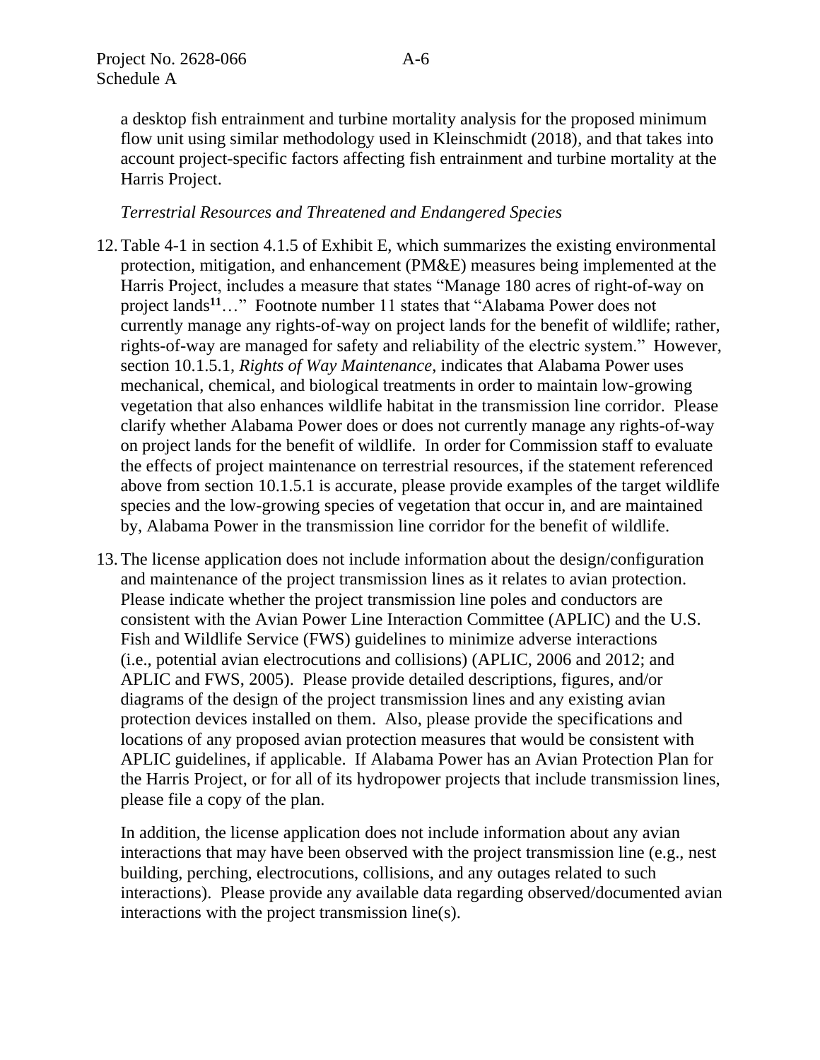a desktop fish entrainment and turbine mortality analysis for the proposed minimum flow unit using similar methodology used in Kleinschmidt (2018), and that takes into account project-specific factors affecting fish entrainment and turbine mortality at the Harris Project.

*Terrestrial Resources and Threatened and Endangered Species*

12. Table 4-1 in section 4.1.5 of Exhibit E, which summarizes the existing environmental protection, mitigation, and enhancement (PM&E) measures being implemented at the Harris Project, includes a measure that states "Manage 180 acres of right-of-way on project lands[11]…" Footnote number 11 states that "Alabama Power does not currently manage any rights-of-way on project lands for the benefit of wildlife; rather, rights-of-way are managed for safety and reliability of the electric system." However, section 10.1.5.1, *Rights of Way Maintenance*, indicates that Alabama Power uses mechanical, chemical, and biological treatments in order to maintain low-growing vegetation that also enhances wildlife habitat in the transmission line corridor. Please clarify whether Alabama Power does or does not currently manage any rights-of-way on project lands for the benefit of wildlife. In order for Commission staff to evaluate the effects of project maintenance on terrestrial resources, if the statement referenced above from section 10.1.5.1 is accurate, please provide examples of the target wildlife species and the low-growing species of vegetation that occur in, and are maintained by, Alabama Power in the transmission line corridor for the benefit of wildlife.

13. The license application does not include information about the design/configuration and maintenance of the project transmission lines as it relates to avian protection. Please indicate whether the project transmission line poles and conductors are consistent with the Avian Power Line Interaction Committee (APLIC) and the U.S. Fish and Wildlife Service (FWS) guidelines to minimize adverse interactions (i.e., potential avian electrocutions and collisions) (APLIC, 2006 and 2012; and APLIC and FWS, 2005). Please provide detailed descriptions, figures, and/or diagrams of the design of the project transmission lines and any existing avian protection devices installed on them. Also, please provide the specifications and locations of any proposed avian protection measures that would be consistent with APLIC guidelines, if applicable. If Alabama Power has an Avian Protection Plan for the Harris Project, or for all of its hydropower projects that include transmission lines, please file a copy of the plan.

    In addition, the license application does not include information about any avian interactions that may have been observed with the project transmission line (e.g., nest building, perching, electrocutions, collisions, and any outages related to such interactions). Please provide any available data regarding observed/documented avian interactions with the project transmission line(s).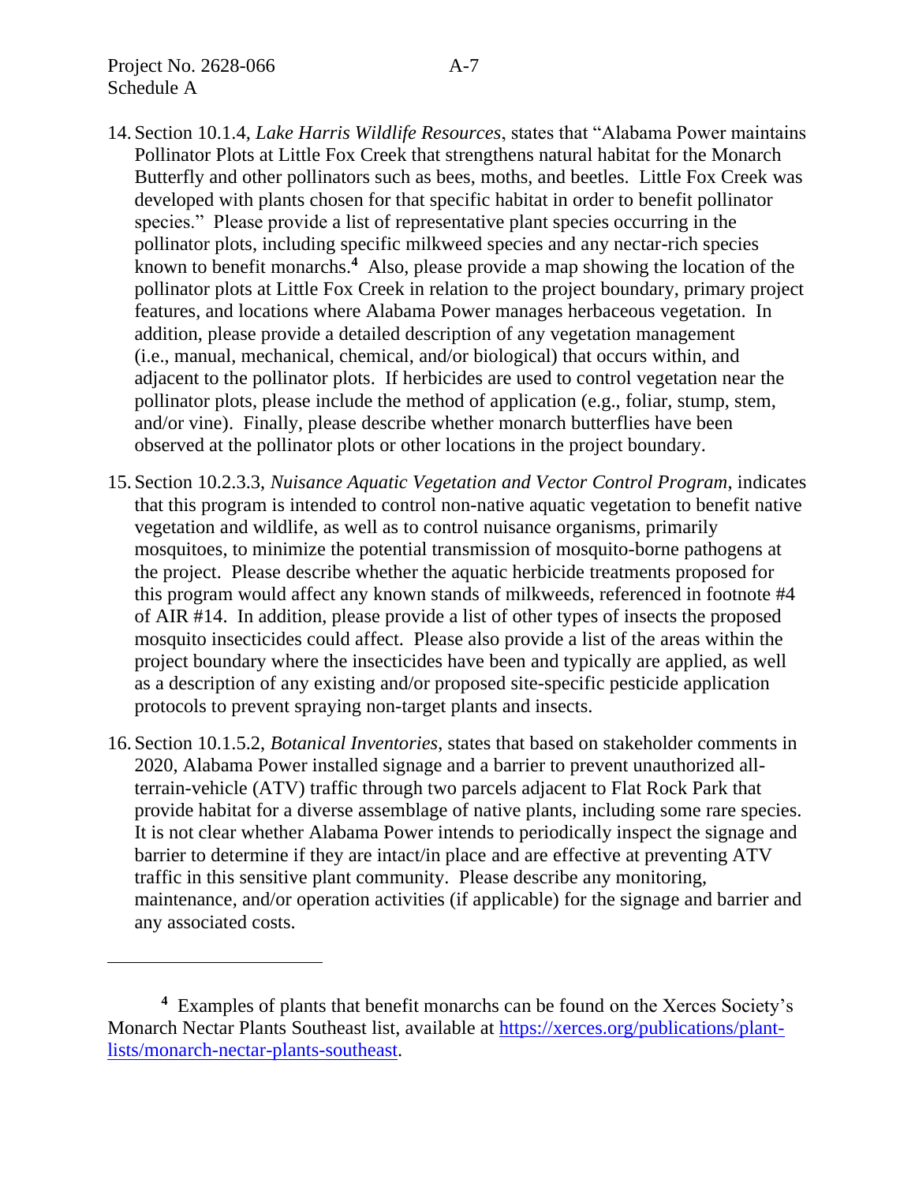14. Section 10.1.4, *Lake Harris Wildlife Resources*, states that "Alabama Power maintains Pollinator Plots at Little Fox Creek that strengthens natural habitat for the Monarch Butterfly and other pollinators such as bees, moths, and beetles. Little Fox Creek was developed with plants chosen for that specific habitat in order to benefit pollinator species." Please provide a list of representative plant species occurring in the pollinator plots, including specific milkweed species and any nectar-rich species known to benefit monarchs.[4] Also, please provide a map showing the location of the pollinator plots at Little Fox Creek in relation to the project boundary, primary project features, and locations where Alabama Power manages herbaceous vegetation. In addition, please provide a detailed description of any vegetation management (i.e., manual, mechanical, chemical, and/or biological) that occurs within, and adjacent to the pollinator plots. If herbicides are used to control vegetation near the pollinator plots, please include the method of application (e.g., foliar, stump, stem, and/or vine). Finally, please describe whether monarch butterflies have been observed at the pollinator plots or other locations in the project boundary.

15. Section 10.2.3.3, *Nuisance Aquatic Vegetation and Vector Control Program*, indicates that this program is intended to control non-native aquatic vegetation to benefit native vegetation and wildlife, as well as to control nuisance organisms, primarily mosquitoes, to minimize the potential transmission of mosquito-borne pathogens at the project. Please describe whether the aquatic herbicide treatments proposed for this program would affect any known stands of milkweeds, referenced in footnote #4 of AIR #14. In addition, please provide a list of other types of insects the proposed mosquito insecticides could affect. Please also provide a list of the areas within the project boundary where the insecticides have been and typically are applied, as well as a description of any existing and/or proposed site-specific pesticide application protocols to prevent spraying non-target plants and insects.

16. Section 10.1.5.2, *Botanical Inventories*, states that based on stakeholder comments in 2020, Alabama Power installed signage and a barrier to prevent unauthorized all-terrain-vehicle (ATV) traffic through two parcels adjacent to Flat Rock Park that provide habitat for a diverse assemblage of native plants, including some rare species. It is not clear whether Alabama Power intends to periodically inspect the signage and barrier to determine if they are intact/in place and are effective at preventing ATV traffic in this sensitive plant community. Please describe any monitoring, maintenance, and/or operation activities (if applicable) for the signage and barrier and any associated costs.

---

[4] Examples of plants that benefit monarchs can be found on the Xerces Society's Monarch Nectar Plants Southeast list, available at https://xerces.org/publications/plant-lists/monarch-nectar-plants-southeast.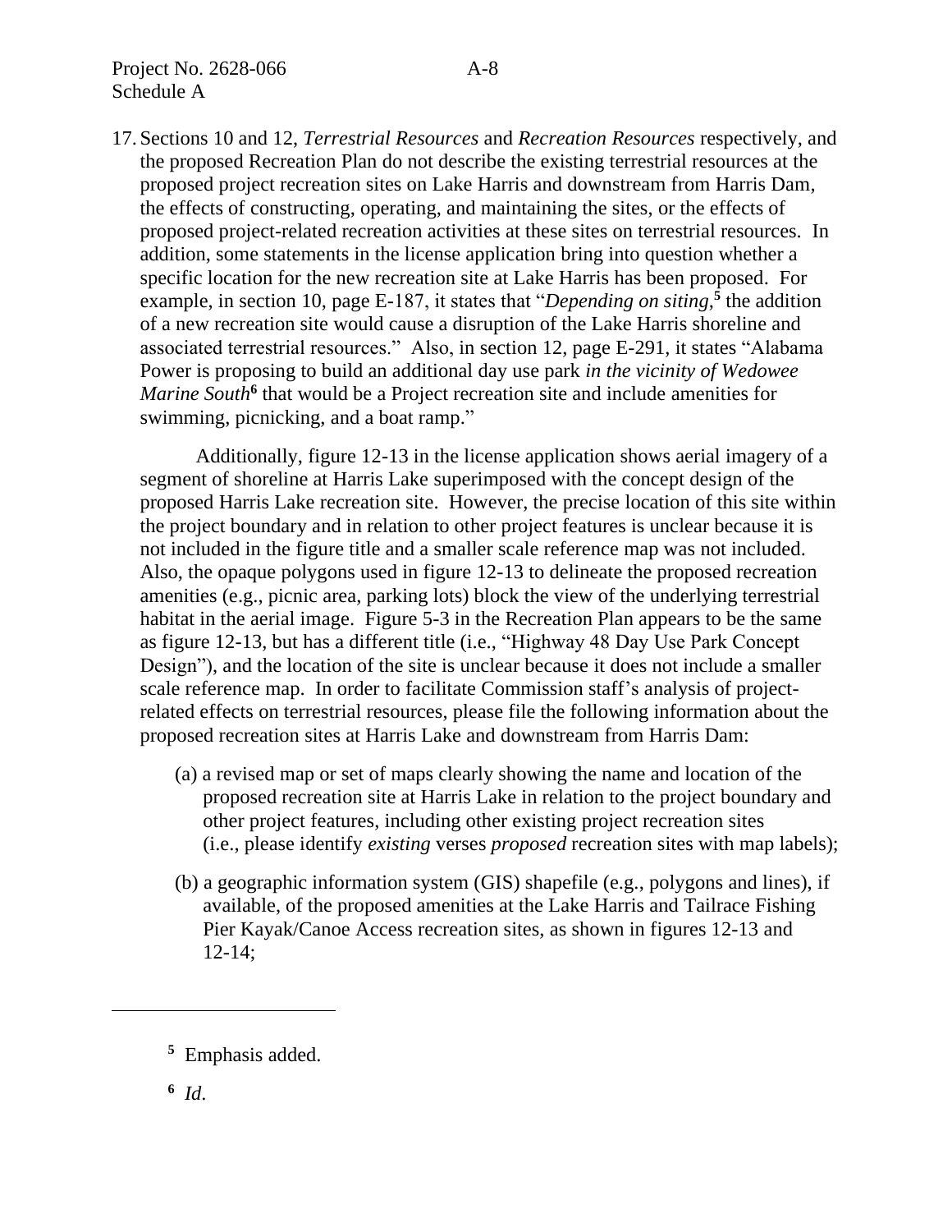17. Sections 10 and 12, *Terrestrial Resources* and *Recreation Resources* respectively, and the proposed Recreation Plan do not describe the existing terrestrial resources at the proposed project recreation sites on Lake Harris and downstream from Harris Dam, the effects of constructing, operating, and maintaining the sites, or the effects of proposed project-related recreation activities at these sites on terrestrial resources. In addition, some statements in the license application bring into question whether a specific location for the new recreation site at Lake Harris has been proposed. For example, in section 10, page E-187, it states that "*Depending on siting*,[5] the addition of a new recreation site would cause a disruption of the Lake Harris shoreline and associated terrestrial resources." Also, in section 12, page E-291, it states "Alabama Power is proposing to build an additional day use park *in the vicinity of Wedowee Marine South*[6] that would be a Project recreation site and include amenities for swimming, picnicking, and a boat ramp."

    Additionally, figure 12-13 in the license application shows aerial imagery of a segment of shoreline at Harris Lake superimposed with the concept design of the proposed Harris Lake recreation site. However, the precise location of this site within the project boundary and in relation to other project features is unclear because it is not included in the figure title and a smaller scale reference map was not included. Also, the opaque polygons used in figure 12-13 to delineate the proposed recreation amenities (e.g., picnic area, parking lots) block the view of the underlying terrestrial habitat in the aerial image. Figure 5-3 in the Recreation Plan appears to be the same as figure 12-13, but has a different title (i.e., "Highway 48 Day Use Park Concept Design"), and the location of the site is unclear because it does not include a smaller scale reference map. In order to facilitate Commission staff's analysis of project-related effects on terrestrial resources, please file the following information about the proposed recreation sites at Harris Lake and downstream from Harris Dam:

    (a) a revised map or set of maps clearly showing the name and location of the proposed recreation site at Harris Lake in relation to the project boundary and other project features, including other existing project recreation sites (i.e., please identify *existing* verses *proposed* recreation sites with map labels);

    (b) a geographic information system (GIS) shapefile (e.g., polygons and lines), if available, of the proposed amenities at the Lake Harris and Tailrace Fishing Pier Kayak/Canoe Access recreation sites, as shown in figures 12-13 and 12-14;

---

[5] Emphasis added.

[6] *Id*.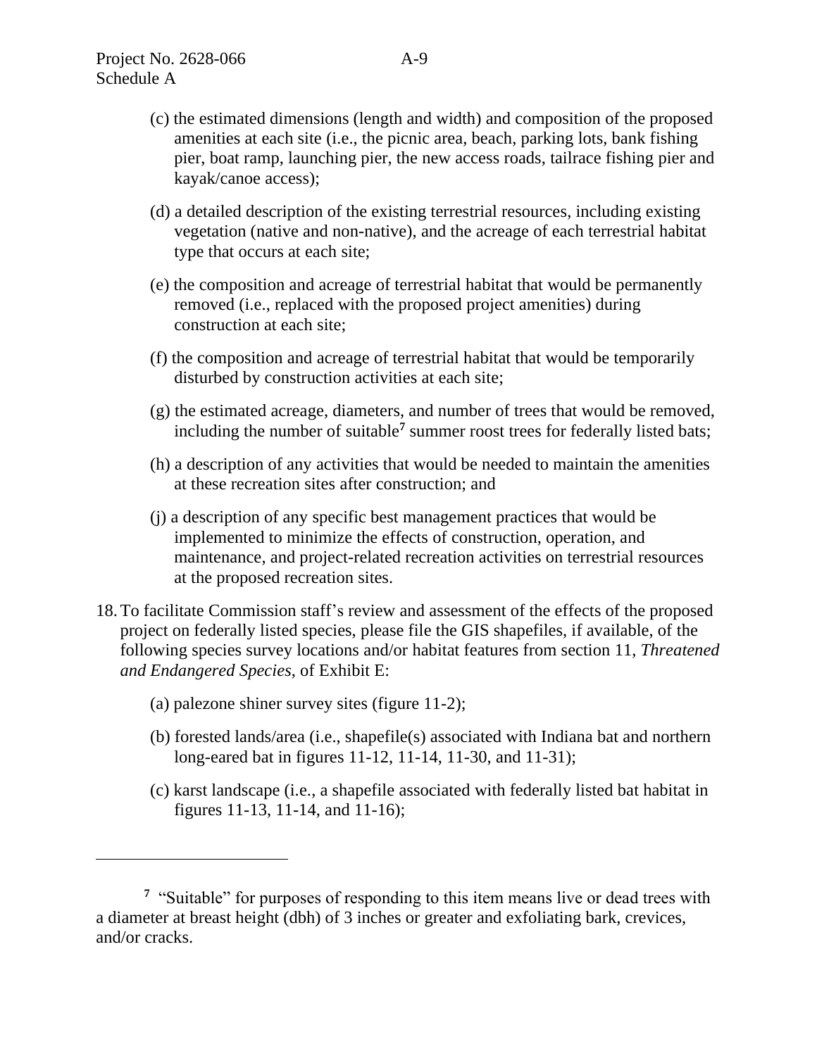(c) the estimated dimensions (length and width) and composition of the proposed amenities at each site (i.e., the picnic area, beach, parking lots, bank fishing pier, boat ramp, launching pier, the new access roads, tailrace fishing pier and kayak/canoe access);

(d) a detailed description of the existing terrestrial resources, including existing vegetation (native and non-native), and the acreage of each terrestrial habitat type that occurs at each site;

(e) the composition and acreage of terrestrial habitat that would be permanently removed (i.e., replaced with the proposed project amenities) during construction at each site;

(f) the composition and acreage of terrestrial habitat that would be temporarily disturbed by construction activities at each site;

(g) the estimated acreage, diameters, and number of trees that would be removed, including the number of suitable[7] summer roost trees for federally listed bats;

(h) a description of any activities that would be needed to maintain the amenities at these recreation sites after construction; and

(j) a description of any specific best management practices that would be implemented to minimize the effects of construction, operation, and maintenance, and project-related recreation activities on terrestrial resources at the proposed recreation sites.

18. To facilitate Commission staff's review and assessment of the effects of the proposed project on federally listed species, please file the GIS shapefiles, if available, of the following species survey locations and/or habitat features from section 11, *Threatened and Endangered Species*, of Exhibit E:

    (a) palezone shiner survey sites (figure 11-2);

    (b) forested lands/area (i.e., shapefile(s) associated with Indiana bat and northern long-eared bat in figures 11-12, 11-14, 11-30, and 11-31);

    (c) karst landscape (i.e., a shapefile associated with federally listed bat habitat in figures 11-13, 11-14, and 11-16);

---

[7] "Suitable" for purposes of responding to this item means live or dead trees with a diameter at breast height (dbh) of 3 inches or greater and exfoliating bark, crevices, and/or cracks.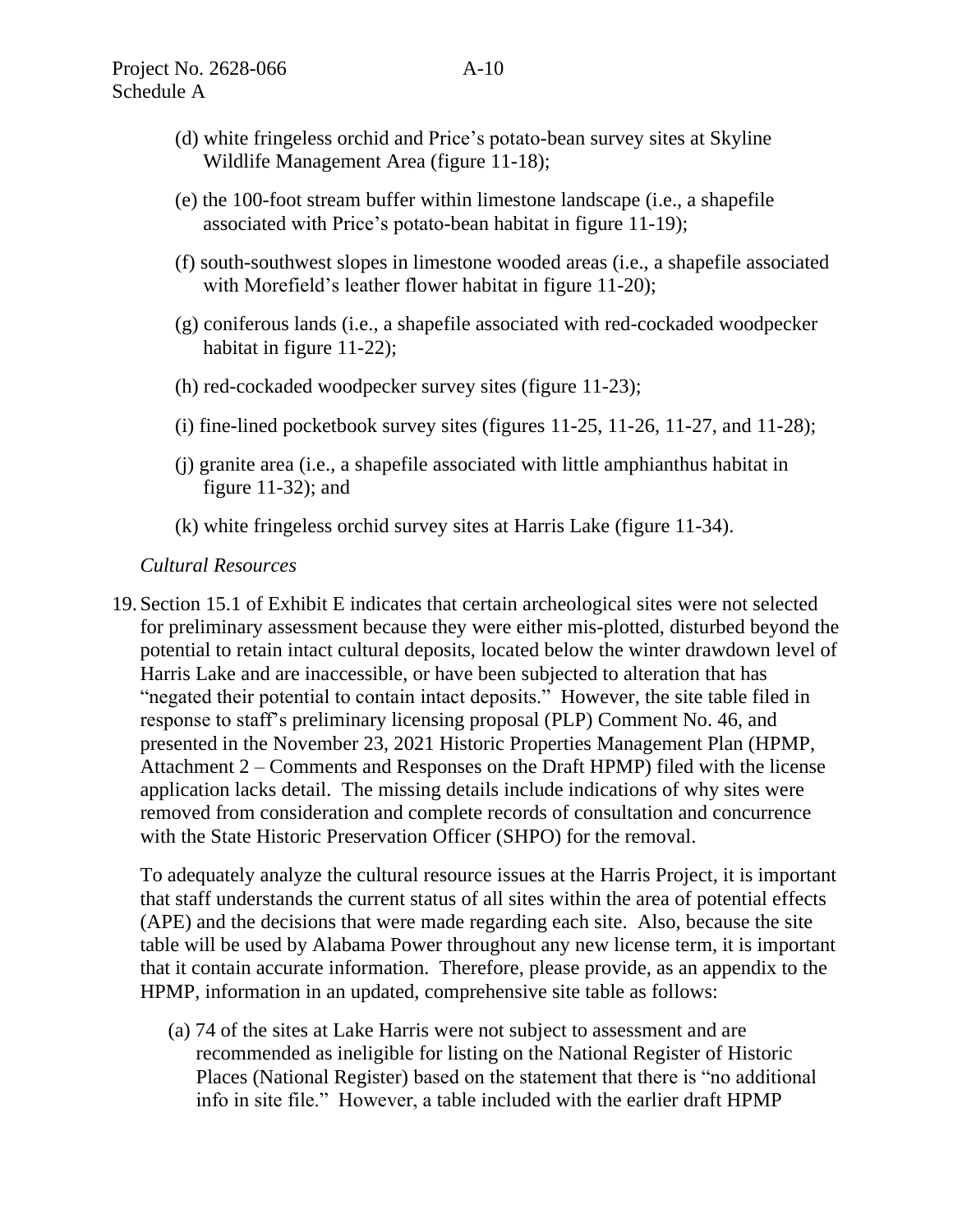(d) white fringeless orchid and Price's potato-bean survey sites at Skyline Wildlife Management Area (figure 11-18);

(e) the 100-foot stream buffer within limestone landscape (i.e., a shapefile associated with Price's potato-bean habitat in figure 11-19);

(f) south-southwest slopes in limestone wooded areas (i.e., a shapefile associated with Morefield's leather flower habitat in figure 11-20);

(g) coniferous lands (i.e., a shapefile associated with red-cockaded woodpecker habitat in figure 11-22);

(h) red-cockaded woodpecker survey sites (figure 11-23);

(i) fine-lined pocketbook survey sites (figures 11-25, 11-26, 11-27, and 11-28);

(j) granite area (i.e., a shapefile associated with little amphianthus habitat in figure 11-32); and

(k) white fringeless orchid survey sites at Harris Lake (figure 11-34).

*Cultural Resources*

19. Section 15.1 of Exhibit E indicates that certain archeological sites were not selected for preliminary assessment because they were either mis-plotted, disturbed beyond the potential to retain intact cultural deposits, located below the winter drawdown level of Harris Lake and are inaccessible, or have been subjected to alteration that has "negated their potential to contain intact deposits." However, the site table filed in response to staff's preliminary licensing proposal (PLP) Comment No. 46, and presented in the November 23, 2021 Historic Properties Management Plan (HPMP, Attachment 2 – Comments and Responses on the Draft HPMP) filed with the license application lacks detail. The missing details include indications of why sites were removed from consideration and complete records of consultation and concurrence with the State Historic Preservation Officer (SHPO) for the removal.

    To adequately analyze the cultural resource issues at the Harris Project, it is important that staff understands the current status of all sites within the area of potential effects (APE) and the decisions that were made regarding each site. Also, because the site table will be used by Alabama Power throughout any new license term, it is important that it contain accurate information. Therefore, please provide, as an appendix to the HPMP, information in an updated, comprehensive site table as follows:

    (a) 74 of the sites at Lake Harris were not subject to assessment and are recommended as ineligible for listing on the National Register of Historic Places (National Register) based on the statement that there is "no additional info in site file." However, a table included with the earlier draft HPMP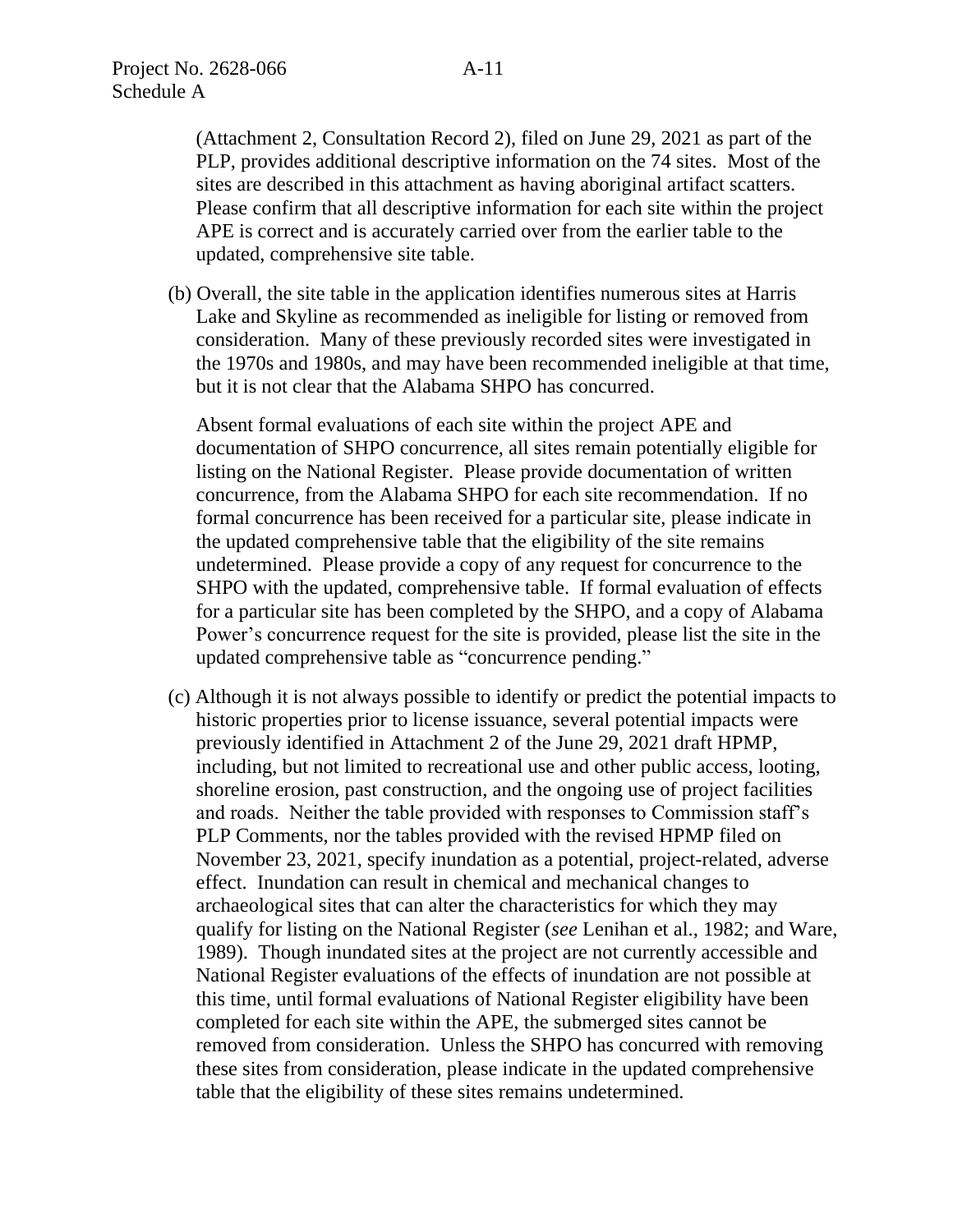(Attachment 2, Consultation Record 2), filed on June 29, 2021 as part of the PLP, provides additional descriptive information on the 74 sites. Most of the sites are described in this attachment as having aboriginal artifact scatters. Please confirm that all descriptive information for each site within the project APE is correct and is accurately carried over from the earlier table to the updated, comprehensive site table.

(b) Overall, the site table in the application identifies numerous sites at Harris Lake and Skyline as recommended as ineligible for listing or removed from consideration. Many of these previously recorded sites were investigated in the 1970s and 1980s, and may have been recommended ineligible at that time, but it is not clear that the Alabama SHPO has concurred.

Absent formal evaluations of each site within the project APE and documentation of SHPO concurrence, all sites remain potentially eligible for listing on the National Register. Please provide documentation of written concurrence, from the Alabama SHPO for each site recommendation. If no formal concurrence has been received for a particular site, please indicate in the updated comprehensive table that the eligibility of the site remains undetermined. Please provide a copy of any request for concurrence to the SHPO with the updated, comprehensive table. If formal evaluation of effects for a particular site has been completed by the SHPO, and a copy of Alabama Power's concurrence request for the site is provided, please list the site in the updated comprehensive table as "concurrence pending."

(c) Although it is not always possible to identify or predict the potential impacts to historic properties prior to license issuance, several potential impacts were previously identified in Attachment 2 of the June 29, 2021 draft HPMP, including, but not limited to recreational use and other public access, looting, shoreline erosion, past construction, and the ongoing use of project facilities and roads. Neither the table provided with responses to Commission staff's PLP Comments, nor the tables provided with the revised HPMP filed on November 23, 2021, specify inundation as a potential, project-related, adverse effect. Inundation can result in chemical and mechanical changes to archaeological sites that can alter the characteristics for which they may qualify for listing on the National Register (*see* Lenihan et al., 1982; and Ware, 1989). Though inundated sites at the project are not currently accessible and National Register evaluations of the effects of inundation are not possible at this time, until formal evaluations of National Register eligibility have been completed for each site within the APE, the submerged sites cannot be removed from consideration. Unless the SHPO has concurred with removing these sites from consideration, please indicate in the updated comprehensive table that the eligibility of these sites remains undetermined.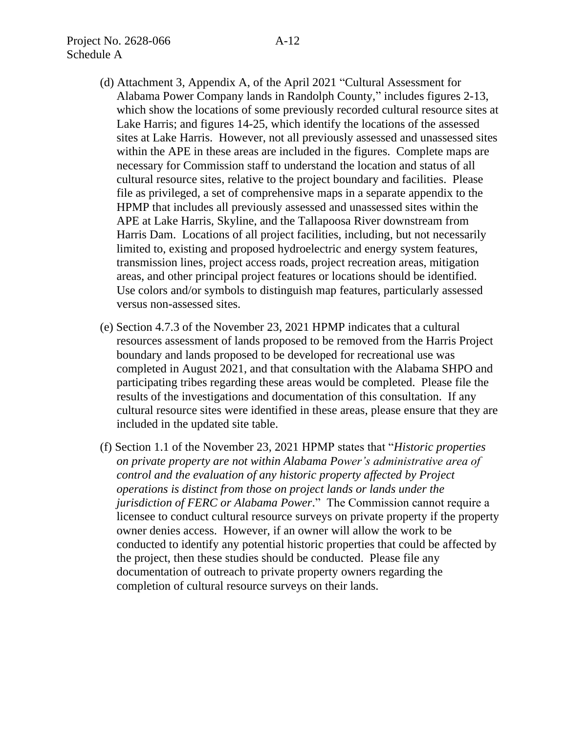(d) Attachment 3, Appendix A, of the April 2021 "Cultural Assessment for Alabama Power Company lands in Randolph County," includes figures 2-13, which show the locations of some previously recorded cultural resource sites at Lake Harris; and figures 14-25, which identify the locations of the assessed sites at Lake Harris. However, not all previously assessed and unassessed sites within the APE in these areas are included in the figures. Complete maps are necessary for Commission staff to understand the location and status of all cultural resource sites, relative to the project boundary and facilities. Please file as privileged, a set of comprehensive maps in a separate appendix to the HPMP that includes all previously assessed and unassessed sites within the APE at Lake Harris, Skyline, and the Tallapoosa River downstream from Harris Dam. Locations of all project facilities, including, but not necessarily limited to, existing and proposed hydroelectric and energy system features, transmission lines, project access roads, project recreation areas, mitigation areas, and other principal project features or locations should be identified. Use colors and/or symbols to distinguish map features, particularly assessed versus non-assessed sites.

(e) Section 4.7.3 of the November 23, 2021 HPMP indicates that a cultural resources assessment of lands proposed to be removed from the Harris Project boundary and lands proposed to be developed for recreational use was completed in August 2021, and that consultation with the Alabama SHPO and participating tribes regarding these areas would be completed. Please file the results of the investigations and documentation of this consultation. If any cultural resource sites were identified in these areas, please ensure that they are included in the updated site table.

(f) Section 1.1 of the November 23, 2021 HPMP states that "*Historic properties on private property are not within Alabama Power's administrative area of control and the evaluation of any historic property affected by Project operations is distinct from those on project lands or lands under the jurisdiction of FERC or Alabama Power*." The Commission cannot require a licensee to conduct cultural resource surveys on private property if the property owner denies access. However, if an owner will allow the work to be conducted to identify any potential historic properties that could be affected by the project, then these studies should be conducted. Please file any documentation of outreach to private property owners regarding the completion of cultural resource surveys on their lands.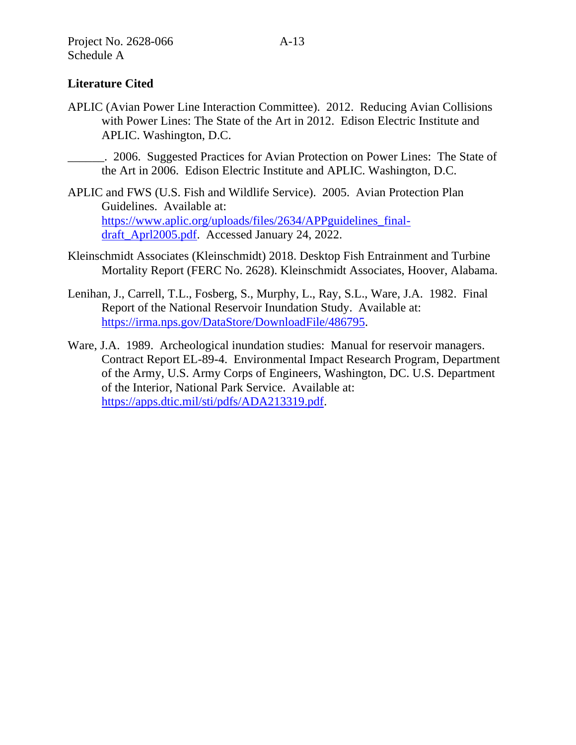## Literature Cited

APLIC (Avian Power Line Interaction Committee). 2012. Reducing Avian Collisions with Power Lines: The State of the Art in 2012. Edison Electric Institute and APLIC. Washington, D.C.

______. 2006. Suggested Practices for Avian Protection on Power Lines: The State of the Art in 2006. Edison Electric Institute and APLIC. Washington, D.C.

APLIC and FWS (U.S. Fish and Wildlife Service). 2005. Avian Protection Plan Guidelines. Available at: https://www.aplic.org/uploads/files/2634/APPguidelines_final-draft_Aprl2005.pdf. Accessed January 24, 2022.

Kleinschmidt Associates (Kleinschmidt) 2018. Desktop Fish Entrainment and Turbine Mortality Report (FERC No. 2628). Kleinschmidt Associates, Hoover, Alabama.

Lenihan, J., Carrell, T.L., Fosberg, S., Murphy, L., Ray, S.L., Ware, J.A. 1982. Final Report of the National Reservoir Inundation Study. Available at: https://irma.nps.gov/DataStore/DownloadFile/486795.

Ware, J.A. 1989. Archeological inundation studies: Manual for reservoir managers. Contract Report EL-89-4. Environmental Impact Research Program, Department of the Army, U.S. Army Corps of Engineers, Washington, DC. U.S. Department of the Interior, National Park Service. Available at: https://apps.dtic.mil/sti/pdfs/ADA213319.pdf.